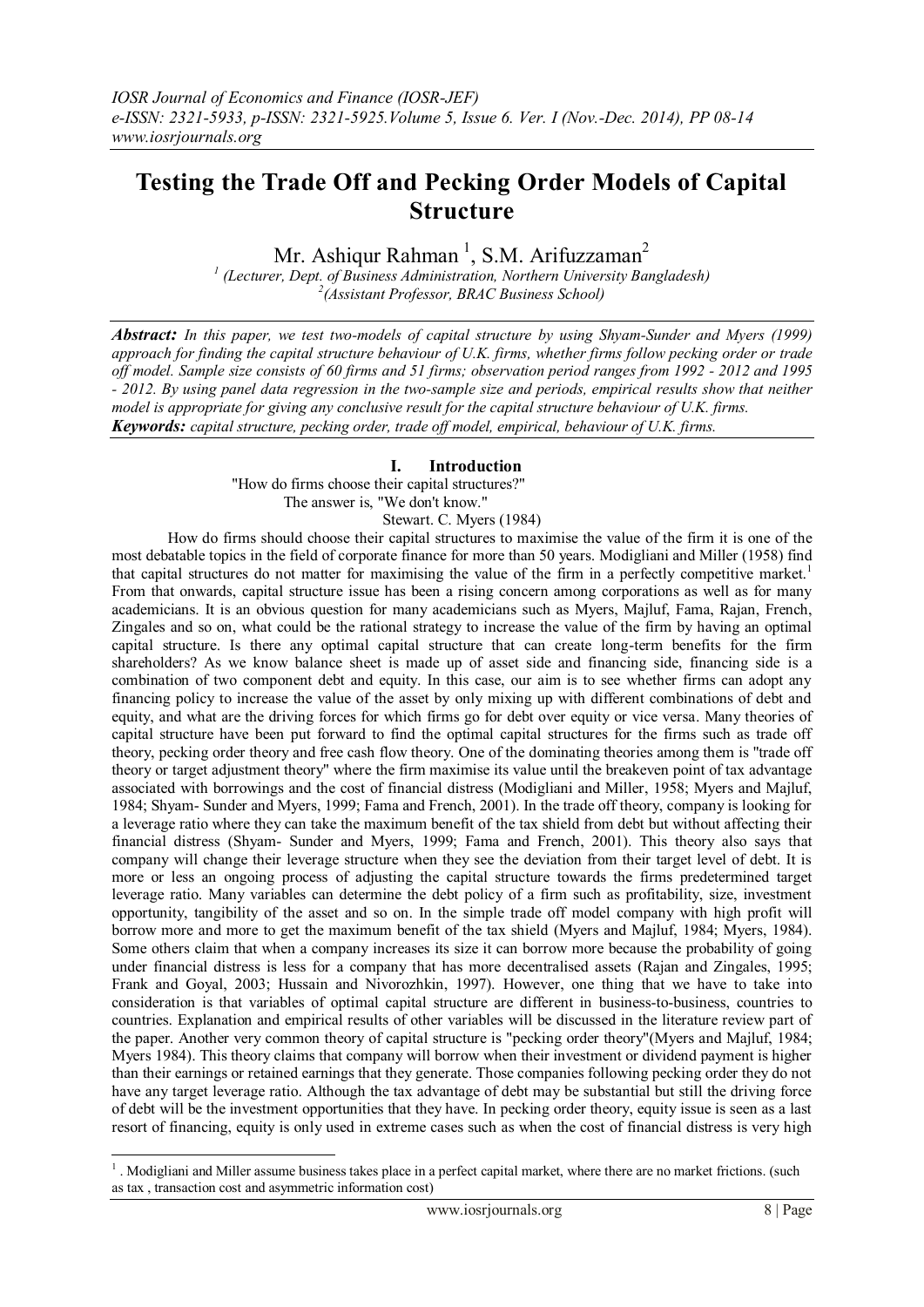# Testing the Trade Off and Pecking Order Models of Capital Structure

Mr. Ashiqur Rahman [1], S.M. Arifuzzaman[2]

[1] (Lecturer, Dept. of Business Administration, Northern University Bangladesh)
[2] (Assistant Professor, BRAC Business School)

***Abstract:*** *In this paper, we test two-models of capital structure by using Shyam-Sunder and Myers (1999) approach for finding the capital structure behaviour of U.K. firms, whether firms follow pecking order or trade off model. Sample size consists of 60 firms and 51 firms; observation period ranges from 1992 - 2012 and 1995 - 2012. By using panel data regression in the two-sample size and periods, empirical results show that neither model is appropriate for giving any conclusive result for the capital structure behaviour of U.K. firms.*

***Keywords:*** *capital structure, pecking order, trade off model, empirical, behaviour of U.K. firms.*

## I. Introduction

"How do firms choose their capital structures?"
The answer is, "We don't know."
Stewart. C. Myers (1984)

How do firms should choose their capital structures to maximise the value of the firm it is one of the most debatable topics in the field of corporate finance for more than 50 years. Modigliani and Miller (1958) find that capital structures do not matter for maximising the value of the firm in a perfectly competitive market.[1] From that onwards, capital structure issue has been a rising concern among corporations as well as for many academicians. It is an obvious question for many academicians such as Myers, Majluf, Fama, Rajan, French, Zingales and so on, what could be the rational strategy to increase the value of the firm by having an optimal capital structure. Is there any optimal capital structure that can create long-term benefits for the firm shareholders? As we know balance sheet is made up of asset side and financing side, financing side is a combination of two component debt and equity. In this case, our aim is to see whether firms can adopt any financing policy to increase the value of the asset by only mixing up with different combinations of debt and equity, and what are the driving forces for which firms go for debt over equity or vice versa. Many theories of capital structure have been put forward to find the optimal capital structures for the firms such as trade off theory, pecking order theory and free cash flow theory. One of the dominating theories among them is "trade off theory or target adjustment theory" where the firm maximise its value until the breakeven point of tax advantage associated with borrowings and the cost of financial distress (Modigliani and Miller, 1958; Myers and Majluf, 1984; Shyam- Sunder and Myers, 1999; Fama and French, 2001). In the trade off theory, company is looking for a leverage ratio where they can take the maximum benefit of the tax shield from debt but without affecting their financial distress (Shyam- Sunder and Myers, 1999; Fama and French, 2001). This theory also says that company will change their leverage structure when they see the deviation from their target level of debt. It is more or less an ongoing process of adjusting the capital structure towards the firms predetermined target leverage ratio. Many variables can determine the debt policy of a firm such as profitability, size, investment opportunity, tangibility of the asset and so on. In the simple trade off model company with high profit will borrow more and more to get the maximum benefit of the tax shield (Myers and Majluf, 1984; Myers, 1984). Some others claim that when a company increases its size it can borrow more because the probability of going under financial distress is less for a company that has more decentralised assets (Rajan and Zingales, 1995; Frank and Goyal, 2003; Hussain and Nivorozhkin, 1997). However, one thing that we have to take into consideration is that variables of optimal capital structure are different in business-to-business, countries to countries. Explanation and empirical results of other variables will be discussed in the literature review part of the paper. Another very common theory of capital structure is "pecking order theory"(Myers and Majluf, 1984; Myers 1984). This theory claims that company will borrow when their investment or dividend payment is higher than their earnings or retained earnings that they generate. Those companies following pecking order they do not have any target leverage ratio. Although the tax advantage of debt may be substantial but still the driving force of debt will be the investment opportunities that they have. In pecking order theory, equity issue is seen as a last resort of financing, equity is only used in extreme cases such as when the cost of financial distress is very high

---

[1] . Modigliani and Miller assume business takes place in a perfect capital market, where there are no market frictions. (such as tax , transaction cost and asymmetric information cost)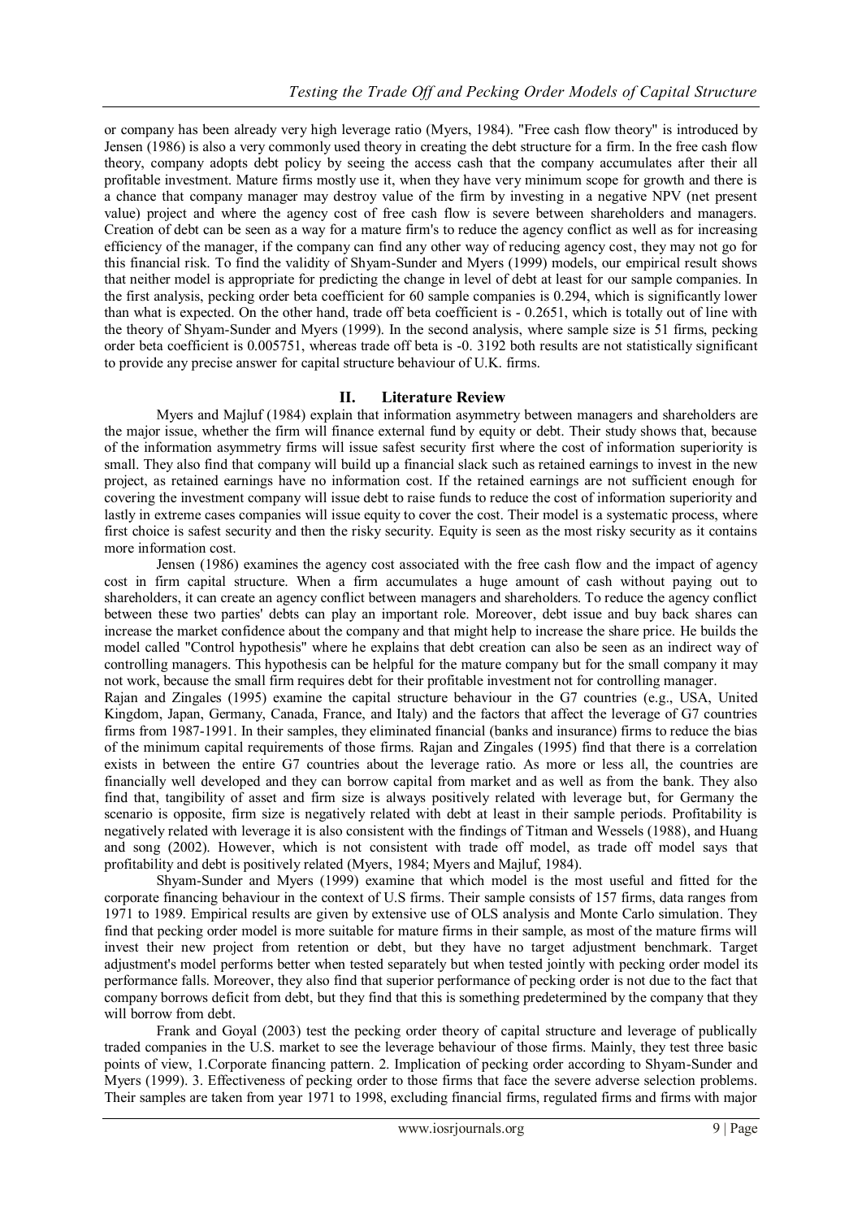or company has been already very high leverage ratio (Myers, 1984). "Free cash flow theory" is introduced by Jensen (1986) is also a very commonly used theory in creating the debt structure for a firm. In the free cash flow theory, company adopts debt policy by seeing the access cash that the company accumulates after their all profitable investment. Mature firms mostly use it, when they have very minimum scope for growth and there is a chance that company manager may destroy value of the firm by investing in a negative NPV (net present value) project and where the agency cost of free cash flow is severe between shareholders and managers. Creation of debt can be seen as a way for a mature firm's to reduce the agency conflict as well as for increasing efficiency of the manager, if the company can find any other way of reducing agency cost, they may not go for this financial risk. To find the validity of Shyam-Sunder and Myers (1999) models, our empirical result shows that neither model is appropriate for predicting the change in level of debt at least for our sample companies. In the first analysis, pecking order beta coefficient for 60 sample companies is 0.294, which is significantly lower than what is expected. On the other hand, trade off beta coefficient is - 0.2651, which is totally out of line with the theory of Shyam-Sunder and Myers (1999). In the second analysis, where sample size is 51 firms, pecking order beta coefficient is 0.005751, whereas trade off beta is -0. 3192 both results are not statistically significant to provide any precise answer for capital structure behaviour of U.K. firms.

## II. Literature Review

Myers and Majluf (1984) explain that information asymmetry between managers and shareholders are the major issue, whether the firm will finance external fund by equity or debt. Their study shows that, because of the information asymmetry firms will issue safest security first where the cost of information superiority is small. They also find that company will build up a financial slack such as retained earnings to invest in the new project, as retained earnings have no information cost. If the retained earnings are not sufficient enough for covering the investment company will issue debt to raise funds to reduce the cost of information superiority and lastly in extreme cases companies will issue equity to cover the cost. Their model is a systematic process, where first choice is safest security and then the risky security. Equity is seen as the most risky security as it contains more information cost.

Jensen (1986) examines the agency cost associated with the free cash flow and the impact of agency cost in firm capital structure. When a firm accumulates a huge amount of cash without paying out to shareholders, it can create an agency conflict between managers and shareholders. To reduce the agency conflict between these two parties' debts can play an important role. Moreover, debt issue and buy back shares can increase the market confidence about the company and that might help to increase the share price. He builds the model called "Control hypothesis" where he explains that debt creation can also be seen as an indirect way of controlling managers. This hypothesis can be helpful for the mature company but for the small company it may not work, because the small firm requires debt for their profitable investment not for controlling manager.

Rajan and Zingales (1995) examine the capital structure behaviour in the G7 countries (e.g., USA, United Kingdom, Japan, Germany, Canada, France, and Italy) and the factors that affect the leverage of G7 countries firms from 1987-1991. In their samples, they eliminated financial (banks and insurance) firms to reduce the bias of the minimum capital requirements of those firms. Rajan and Zingales (1995) find that there is a correlation exists in between the entire G7 countries about the leverage ratio. As more or less all, the countries are financially well developed and they can borrow capital from market and as well as from the bank. They also find that, tangibility of asset and firm size is always positively related with leverage but, for Germany the scenario is opposite, firm size is negatively related with debt at least in their sample periods. Profitability is negatively related with leverage it is also consistent with the findings of Titman and Wessels (1988), and Huang and song (2002). However, which is not consistent with trade off model, as trade off model says that profitability and debt is positively related (Myers, 1984; Myers and Majluf, 1984).

Shyam-Sunder and Myers (1999) examine that which model is the most useful and fitted for the corporate financing behaviour in the context of U.S firms. Their sample consists of 157 firms, data ranges from 1971 to 1989. Empirical results are given by extensive use of OLS analysis and Monte Carlo simulation. They find that pecking order model is more suitable for mature firms in their sample, as most of the mature firms will invest their new project from retention or debt, but they have no target adjustment benchmark. Target adjustment's model performs better when tested separately but when tested jointly with pecking order model its performance falls. Moreover, they also find that superior performance of pecking order is not due to the fact that company borrows deficit from debt, but they find that this is something predetermined by the company that they will borrow from debt.

Frank and Goyal (2003) test the pecking order theory of capital structure and leverage of publically traded companies in the U.S. market to see the leverage behaviour of those firms. Mainly, they test three basic points of view, 1.Corporate financing pattern. 2. Implication of pecking order according to Shyam-Sunder and Myers (1999). 3. Effectiveness of pecking order to those firms that face the severe adverse selection problems. Their samples are taken from year 1971 to 1998, excluding financial firms, regulated firms and firms with major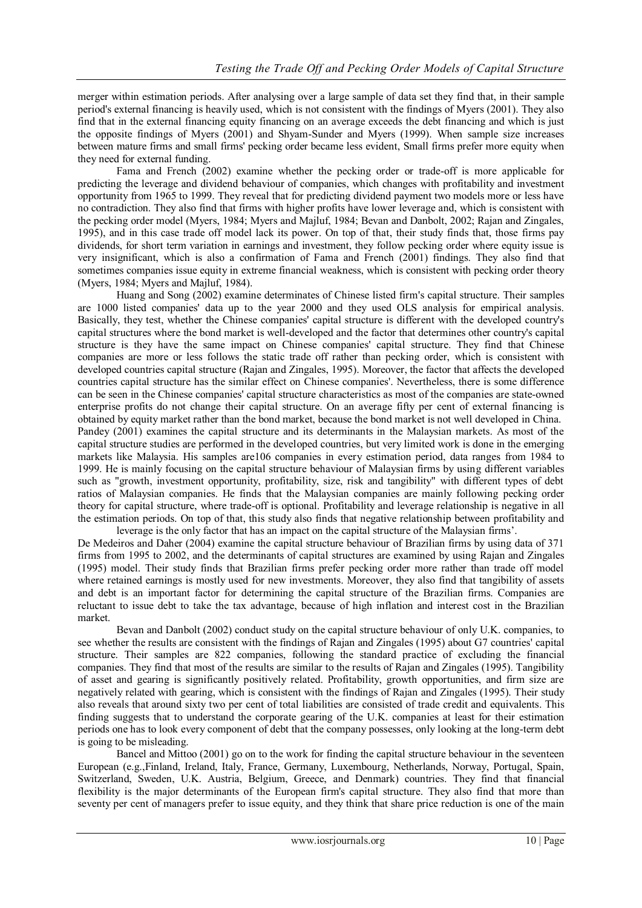merger within estimation periods. After analysing over a large sample of data set they find that, in their sample period's external financing is heavily used, which is not consistent with the findings of Myers (2001). They also find that in the external financing equity financing on an average exceeds the debt financing and which is just the opposite findings of Myers (2001) and Shyam-Sunder and Myers (1999). When sample size increases between mature firms and small firms' pecking order became less evident, Small firms prefer more equity when they need for external funding.

Fama and French (2002) examine whether the pecking order or trade-off is more applicable for predicting the leverage and dividend behaviour of companies, which changes with profitability and investment opportunity from 1965 to 1999. They reveal that for predicting dividend payment two models more or less have no contradiction. They also find that firms with higher profits have lower leverage and, which is consistent with the pecking order model (Myers, 1984; Myers and Majluf, 1984; Bevan and Danbolt, 2002; Rajan and Zingales, 1995), and in this case trade off model lack its power. On top of that, their study finds that, those firms pay dividends, for short term variation in earnings and investment, they follow pecking order where equity issue is very insignificant, which is also a confirmation of Fama and French (2001) findings. They also find that sometimes companies issue equity in extreme financial weakness, which is consistent with pecking order theory (Myers, 1984; Myers and Majluf, 1984).

Huang and Song (2002) examine determinates of Chinese listed firm's capital structure. Their samples are 1000 listed companies' data up to the year 2000 and they used OLS analysis for empirical analysis. Basically, they test, whether the Chinese companies' capital structure is different with the developed country's capital structures where the bond market is well-developed and the factor that determines other country's capital structure is they have the same impact on Chinese companies' capital structure. They find that Chinese companies are more or less follows the static trade off rather than pecking order, which is consistent with developed countries capital structure (Rajan and Zingales, 1995). Moreover, the factor that affects the developed countries capital structure has the similar effect on Chinese companies'. Nevertheless, there is some difference can be seen in the Chinese companies' capital structure characteristics as most of the companies are state-owned enterprise profits do not change their capital structure. On an average fifty per cent of external financing is obtained by equity market rather than the bond market, because the bond market is not well developed in China.

Pandey (2001) examines the capital structure and its determinants in the Malaysian markets. As most of the capital structure studies are performed in the developed countries, but very limited work is done in the emerging markets like Malaysia. His samples are106 companies in every estimation period, data ranges from 1984 to 1999. He is mainly focusing on the capital structure behaviour of Malaysian firms by using different variables such as "growth, investment opportunity, profitability, size, risk and tangibility" with different types of debt ratios of Malaysian companies. He finds that the Malaysian companies are mainly following pecking order theory for capital structure, where trade-off is optional. Profitability and leverage relationship is negative in all the estimation periods. On top of that, this study also finds that negative relationship between profitability and leverage is the only factor that has an impact on the capital structure of the Malaysian firms'.

De Medeiros and Daher (2004) examine the capital structure behaviour of Brazilian firms by using data of 371 firms from 1995 to 2002, and the determinants of capital structures are examined by using Rajan and Zingales (1995) model. Their study finds that Brazilian firms prefer pecking order more rather than trade off model where retained earnings is mostly used for new investments. Moreover, they also find that tangibility of assets and debt is an important factor for determining the capital structure of the Brazilian firms. Companies are reluctant to issue debt to take the tax advantage, because of high inflation and interest cost in the Brazilian market.

Bevan and Danbolt (2002) conduct study on the capital structure behaviour of only U.K. companies, to see whether the results are consistent with the findings of Rajan and Zingales (1995) about G7 countries' capital structure. Their samples are 822 companies, following the standard practice of excluding the financial companies. They find that most of the results are similar to the results of Rajan and Zingales (1995). Tangibility of asset and gearing is significantly positively related. Profitability, growth opportunities, and firm size are negatively related with gearing, which is consistent with the findings of Rajan and Zingales (1995). Their study also reveals that around sixty two per cent of total liabilities are consisted of trade credit and equivalents. This finding suggests that to understand the corporate gearing of the U.K. companies at least for their estimation periods one has to look every component of debt that the company possesses, only looking at the long-term debt is going to be misleading.

Bancel and Mittoo (2001) go on to the work for finding the capital structure behaviour in the seventeen European (e.g.,Finland, Ireland, Italy, France, Germany, Luxembourg, Netherlands, Norway, Portugal, Spain, Switzerland, Sweden, U.K. Austria, Belgium, Greece, and Denmark) countries. They find that financial flexibility is the major determinants of the European firm's capital structure. They also find that more than seventy per cent of managers prefer to issue equity, and they think that share price reduction is one of the main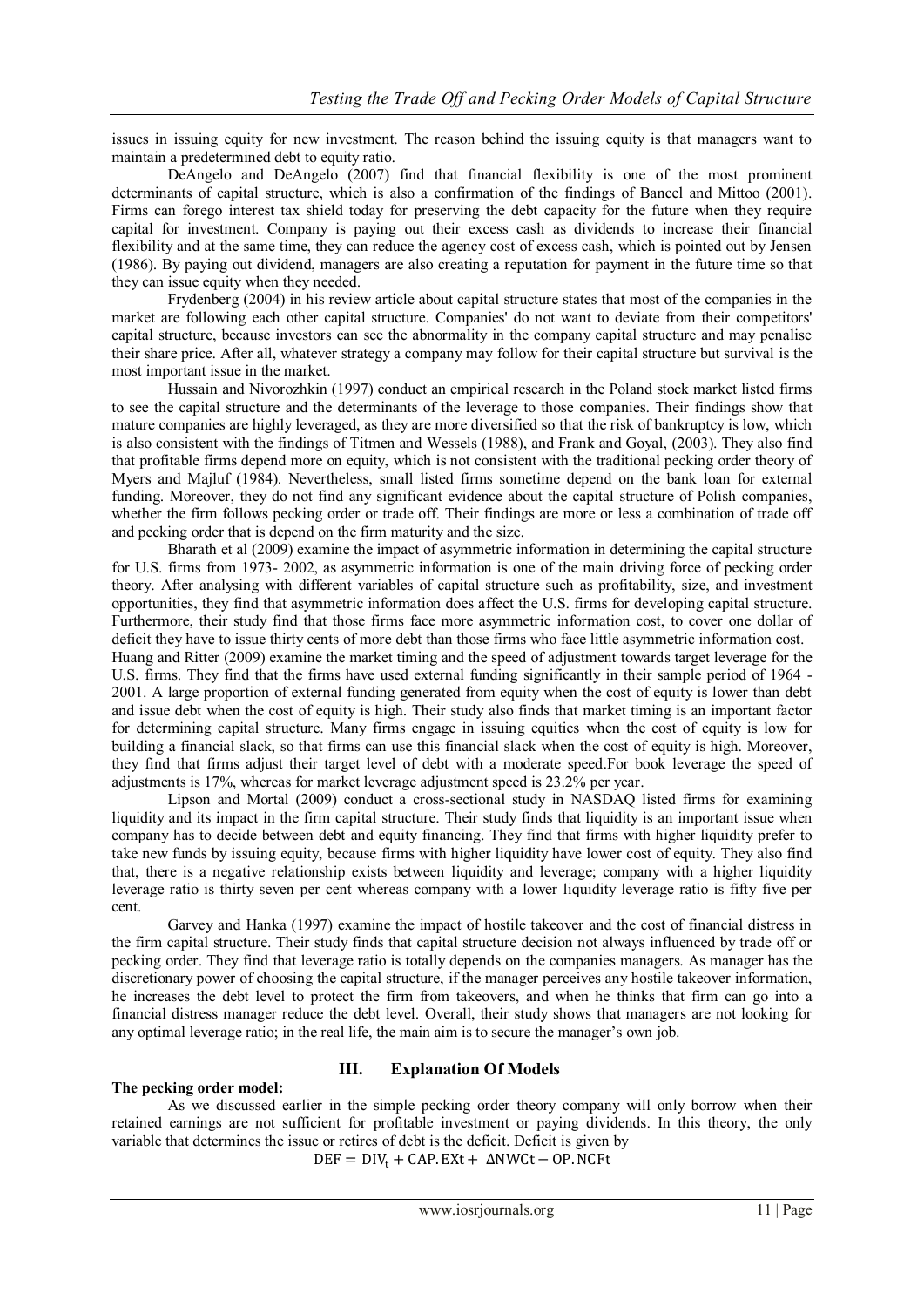issues in issuing equity for new investment. The reason behind the issuing equity is that managers want to maintain a predetermined debt to equity ratio.

DeAngelo and DeAngelo (2007) find that financial flexibility is one of the most prominent determinants of capital structure, which is also a confirmation of the findings of Bancel and Mittoo (2001). Firms can forego interest tax shield today for preserving the debt capacity for the future when they require capital for investment. Company is paying out their excess cash as dividends to increase their financial flexibility and at the same time, they can reduce the agency cost of excess cash, which is pointed out by Jensen (1986). By paying out dividend, managers are also creating a reputation for payment in the future time so that they can issue equity when they needed.

Frydenberg (2004) in his review article about capital structure states that most of the companies in the market are following each other capital structure. Companies' do not want to deviate from their competitors' capital structure, because investors can see the abnormality in the company capital structure and may penalise their share price. After all, whatever strategy a company may follow for their capital structure but survival is the most important issue in the market.

Hussain and Nivorozhkin (1997) conduct an empirical research in the Poland stock market listed firms to see the capital structure and the determinants of the leverage to those companies. Their findings show that mature companies are highly leveraged, as they are more diversified so that the risk of bankruptcy is low, which is also consistent with the findings of Titmen and Wessels (1988), and Frank and Goyal, (2003). They also find that profitable firms depend more on equity, which is not consistent with the traditional pecking order theory of Myers and Majluf (1984). Nevertheless, small listed firms sometime depend on the bank loan for external funding. Moreover, they do not find any significant evidence about the capital structure of Polish companies, whether the firm follows pecking order or trade off. Their findings are more or less a combination of trade off and pecking order that is depend on the firm maturity and the size.

Bharath et al (2009) examine the impact of asymmetric information in determining the capital structure for U.S. firms from 1973- 2002, as asymmetric information is one of the main driving force of pecking order theory. After analysing with different variables of capital structure such as profitability, size, and investment opportunities, they find that asymmetric information does affect the U.S. firms for developing capital structure. Furthermore, their study find that those firms face more asymmetric information cost, to cover one dollar of deficit they have to issue thirty cents of more debt than those firms who face little asymmetric information cost.

Huang and Ritter (2009) examine the market timing and the speed of adjustment towards target leverage for the U.S. firms. They find that the firms have used external funding significantly in their sample period of 1964 - 2001. A large proportion of external funding generated from equity when the cost of equity is lower than debt and issue debt when the cost of equity is high. Their study also finds that market timing is an important factor for determining capital structure. Many firms engage in issuing equities when the cost of equity is low for building a financial slack, so that firms can use this financial slack when the cost of equity is high. Moreover, they find that firms adjust their target level of debt with a moderate speed.For book leverage the speed of adjustments is 17%, whereas for market leverage adjustment speed is 23.2% per year.

Lipson and Mortal (2009) conduct a cross-sectional study in NASDAQ listed firms for examining liquidity and its impact in the firm capital structure. Their study finds that liquidity is an important issue when company has to decide between debt and equity financing. They find that firms with higher liquidity prefer to take new funds by issuing equity, because firms with higher liquidity have lower cost of equity. They also find that, there is a negative relationship exists between liquidity and leverage; company with a higher liquidity leverage ratio is thirty seven per cent whereas company with a lower liquidity leverage ratio is fifty five per cent.

Garvey and Hanka (1997) examine the impact of hostile takeover and the cost of financial distress in the firm capital structure. Their study finds that capital structure decision not always influenced by trade off or pecking order. They find that leverage ratio is totally depends on the companies managers. As manager has the discretionary power of choosing the capital structure, if the manager perceives any hostile takeover information, he increases the debt level to protect the firm from takeovers, and when he thinks that firm can go into a financial distress manager reduce the debt level. Overall, their study shows that managers are not looking for any optimal leverage ratio; in the real life, the main aim is to secure the manager's own job.

## III. Explanation Of Models

**The pecking order model:**

As we discussed earlier in the simple pecking order theory company will only borrow when their retained earnings are not sufficient for profitable investment or paying dividends. In this theory, the only variable that determines the issue or retires of debt is the deficit. Deficit is given by

$$DEF = DIV_t + CAP.EXt + \Delta NWCt - OP.NCFt$$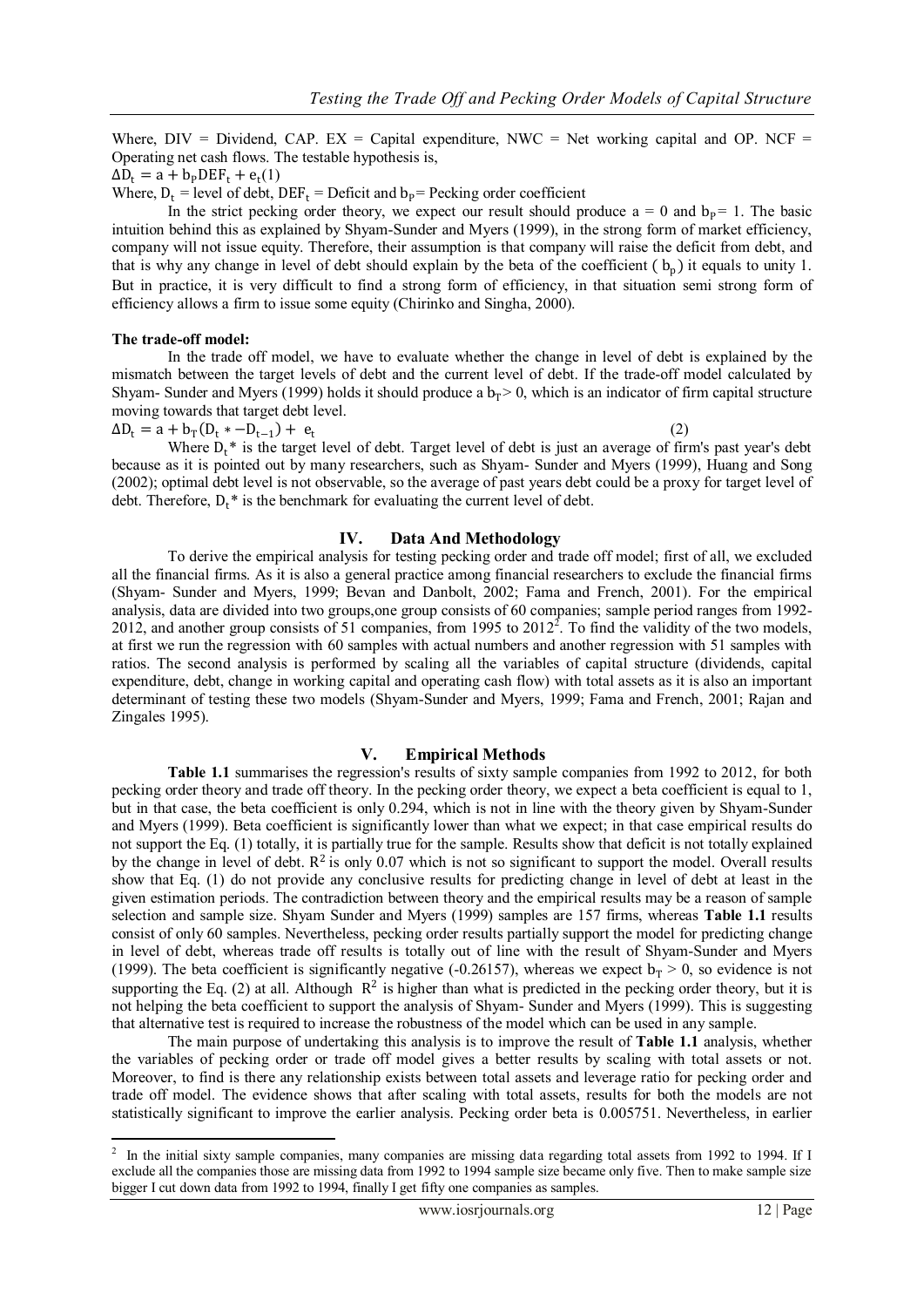Where, DIV = Dividend, CAP. EX = Capital expenditure, NWC = Net working capital and OP. NCF = Operating net cash flows. The testable hypothesis is,

$\Delta D_t = a + b_P DEF_t + e_t$ (1)

Where, $D_t$ = level of debt, $DEF_t$ = Deficit and $b_P$ = Pecking order coefficient

In the strict pecking order theory, we expect our result should produce a = 0 and $b_P$ = 1. The basic intuition behind this as explained by Shyam-Sunder and Myers (1999), in the strong form of market efficiency, company will not issue equity. Therefore, their assumption is that company will raise the deficit from debt, and that is why any change in level of debt should explain by the beta of the coefficient ( $b_p$) it equals to unity 1. But in practice, it is very difficult to find a strong form of efficiency, in that situation semi strong form of efficiency allows a firm to issue some equity (Chirinko and Singha, 2000).

**The trade-off model:**

In the trade off model, we have to evaluate whether the change in level of debt is explained by the mismatch between the target levels of debt and the current level of debt. If the trade-off model calculated by Shyam- Sunder and Myers (1999) holds it should produce a $b_T$ > 0, which is an indicator of firm capital structure moving towards that target debt level.

$$\Delta D_t = a + b_T(D_t * - D_{t-1}) + e_t \quad (2)$$

Where $D_t$* is the target level of debt. Target level of debt is just an average of firm's past year's debt because as it is pointed out by many researchers, such as Shyam- Sunder and Myers (1999), Huang and Song (2002); optimal debt level is not observable, so the average of past years debt could be a proxy for target level of debt. Therefore, $D_t$* is the benchmark for evaluating the current level of debt.

## IV. Data And Methodology

To derive the empirical analysis for testing pecking order and trade off model; first of all, we excluded all the financial firms. As it is also a general practice among financial researchers to exclude the financial firms (Shyam- Sunder and Myers, 1999; Bevan and Danbolt, 2002; Fama and French, 2001). For the empirical analysis, data are divided into two groups,one group consists of 60 companies; sample period ranges from 1992-2012, and another group consists of 51 companies, from 1995 to 2012[2]. To find the validity of the two models, at first we run the regression with 60 samples with actual numbers and another regression with 51 samples with ratios. The second analysis is performed by scaling all the variables of capital structure (dividends, capital expenditure, debt, change in working capital and operating cash flow) with total assets as it is also an important determinant of testing these two models (Shyam-Sunder and Myers, 1999; Fama and French, 2001; Rajan and Zingales 1995).

## V. Empirical Methods

**Table 1.1** summarises the regression's results of sixty sample companies from 1992 to 2012, for both pecking order theory and trade off theory. In the pecking order theory, we expect a beta coefficient is equal to 1, but in that case, the beta coefficient is only 0.294, which is not in line with the theory given by Shyam-Sunder and Myers (1999). Beta coefficient is significantly lower than what we expect; in that case empirical results do not support the Eq. (1) totally, it is partially true for the sample. Results show that deficit is not totally explained by the change in level of debt. $R^2$ is only 0.07 which is not so significant to support the model. Overall results show that Eq. (1) do not provide any conclusive results for predicting change in level of debt at least in the given estimation periods. The contradiction between theory and the empirical results may be a reason of sample selection and sample size. Shyam Sunder and Myers (1999) samples are 157 firms, whereas **Table 1.1** results consist of only 60 samples. Nevertheless, pecking order results partially support the model for predicting change in level of debt, whereas trade off results is totally out of line with the result of Shyam-Sunder and Myers (1999). The beta coefficient is significantly negative (-0.26157), whereas we expect $b_T$ > 0, so evidence is not supporting the Eq. (2) at all. Although $R^2$ is higher than what is predicted in the pecking order theory, but it is not helping the beta coefficient to support the analysis of Shyam- Sunder and Myers (1999). This is suggesting that alternative test is required to increase the robustness of the model which can be used in any sample.

The main purpose of undertaking this analysis is to improve the result of **Table 1.1** analysis, whether the variables of pecking order or trade off model gives a better results by scaling with total assets or not. Moreover, to find is there any relationship exists between total assets and leverage ratio for pecking order and trade off model. The evidence shows that after scaling with total assets, results for both the models are not statistically significant to improve the earlier analysis. Pecking order beta is 0.005751. Nevertheless, in earlier

---

[2] In the initial sixty sample companies, many companies are missing data regarding total assets from 1992 to 1994. If I exclude all the companies those are missing data from 1992 to 1994 sample size became only five. Then to make sample size bigger I cut down data from 1992 to 1994, finally I get fifty one companies as samples.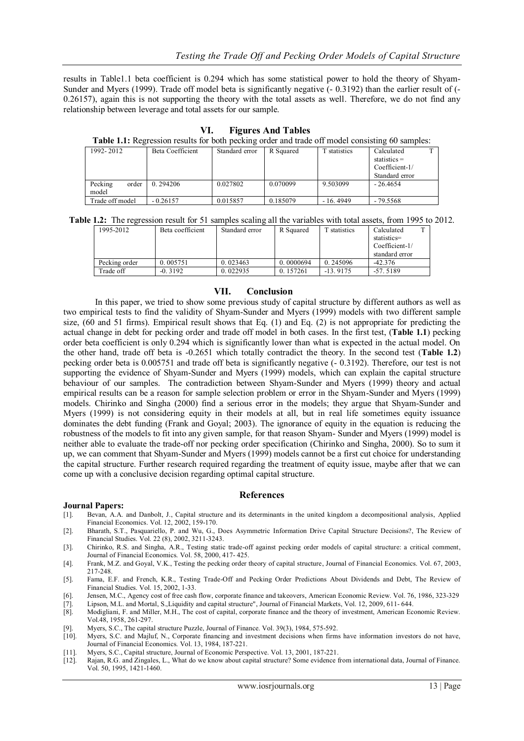results in Table1.1 beta coefficient is 0.294 which has some statistical power to hold the theory of Shyam-Sunder and Myers (1999). Trade off model beta is significantly negative (- 0.3192) than the earlier result of (-0.26157), again this is not supporting the theory with the total assets as well. Therefore, we do not find any relationship between leverage and total assets for our sample.

## VI. Figures And Tables

**Table 1.1:** Regression results for both pecking order and trade off model consisting 60 samples:

| 1992- 2012 | Beta Coefficient | Standard error | R Squared | T statistics | Calculated T statistics = Coefficient-1/ Standard error |
|---|---|---|---|---|---|
| Pecking order model | 0. 294206 | 0.027802 | 0.070099 | 9.503099 | - 26.4654 |
| Trade off model | - 0.26157 | 0.015857 | 0.185079 | - 16. 4949 | - 79.5568 |

**Table 1.2:** The regression result for 51 samples scaling all the variables with total assets, from 1995 to 2012.

| 1995-2012 | Beta coefficient | Standard error | R Squared | T statistics | Calculated T statistics= Coefficient-1/ standard error |
|---|---|---|---|---|---|
| Pecking order | 0. 005751 | 0. 023463 | 0. 0000694 | 0. 245096 | -42.376 |
| Trade off | -0. 3192 | 0. 022935 | 0. 157261 | -13. 9175 | -57. 5189 |

## VII. Conclusion

In this paper, we tried to show some previous study of capital structure by different authors as well as two empirical tests to find the validity of Shyam-Sunder and Myers (1999) models with two different sample size, (60 and 51 firms). Empirical result shows that Eq. (1) and Eq. (2) is not appropriate for predicting the actual change in debt for pecking order and trade off model in both cases. In the first test, (**Table 1.1**) pecking order beta coefficient is only 0.294 which is significantly lower than what is expected in the actual model. On the other hand, trade off beta is -0.2651 which totally contradict the theory. In the second test (**Table 1.2**) pecking order beta is 0.005751 and trade off beta is significantly negative (- 0.3192). Therefore, our test is not supporting the evidence of Shyam-Sunder and Myers (1999) models, which can explain the capital structure behaviour of our samples. The contradiction between Shyam-Sunder and Myers (1999) theory and actual empirical results can be a reason for sample selection problem or error in the Shyam-Sunder and Myers (1999) models. Chirinko and Singha (2000) find a serious error in the models; they argue that Shyam-Sunder and Myers (1999) is not considering equity in their models at all, but in real life sometimes equity issuance dominates the debt funding (Frank and Goyal; 2003). The ignorance of equity in the equation is reducing the robustness of the models to fit into any given sample, for that reason Shyam- Sunder and Myers (1999) model is neither able to evaluate the trade-off nor pecking order specification (Chirinko and Singha, 2000). So to sum it up, we can comment that Shyam-Sunder and Myers (1999) models cannot be a first cut choice for understanding the capital structure. Further research required regarding the treatment of equity issue, maybe after that we can come up with a conclusive decision regarding optimal capital structure.

## References

**Journal Papers:**

[1]. Bevan, A.A. and Danbolt, J., Capital structure and its determinants in the united kingdom a decompositional analysis, Applied Financial Economics. Vol. 12, 2002, 159-170.

[2]. Bharath, S.T., Pasquariello, P. and Wu, G., Does Asymmetric Information Drive Capital Structure Decisions?, The Review of Financial Studies. Vol. 22 (8), 2002, 3211-3243.

[3]. Chirinko, R.S. and Singha, A.R., Testing static trade-off against pecking order models of capital structure: a critical comment, Journal of Financial Economics. Vol. 58, 2000, 417- 425.

[4]. Frank, M.Z. and Goyal, V.K., Testing the pecking order theory of capital structure, Journal of Financial Economics. Vol. 67, 2003, 217-248.

[5]. Fama, E.F. and French, K.R., Testing Trade-Off and Pecking Order Predictions About Dividends and Debt, The Review of Financial Studies. Vol. 15, 2002, 1-33.

[6]. Jensen, M.C., Agency cost of free cash flow, corporate finance and takeovers, American Economic Review. Vol. 76, 1986, 323-329

[7]. Lipson, M.L. and Mortal, S.,Liquidity and capital structure", Journal of Financial Markets, Vol. 12, 2009, 611- 644.

[8]. Modigliani, F. and Miller, M.H., The cost of capital, corporate finance and the theory of investment, American Economic Review. Vol.48, 1958, 261-297.

[9]. Myers, S.C., The capital structure Puzzle, Journal of Finance. Vol. 39(3), 1984, 575-592.

[10]. Myers, S.C. and Majluf, N., Corporate financing and investment decisions when firms have information investors do not have, Journal of Financial Economics. Vol. 13, 1984, 187-221.

[11]. Myers, S.C., Capital structure, Journal of Economic Perspective. Vol. 13, 2001, 187-221.

[12]. Rajan, R.G. and Zingales, L., What do we know about capital structure? Some evidence from international data, Journal of Finance. Vol. 50, 1995, 1421-1460.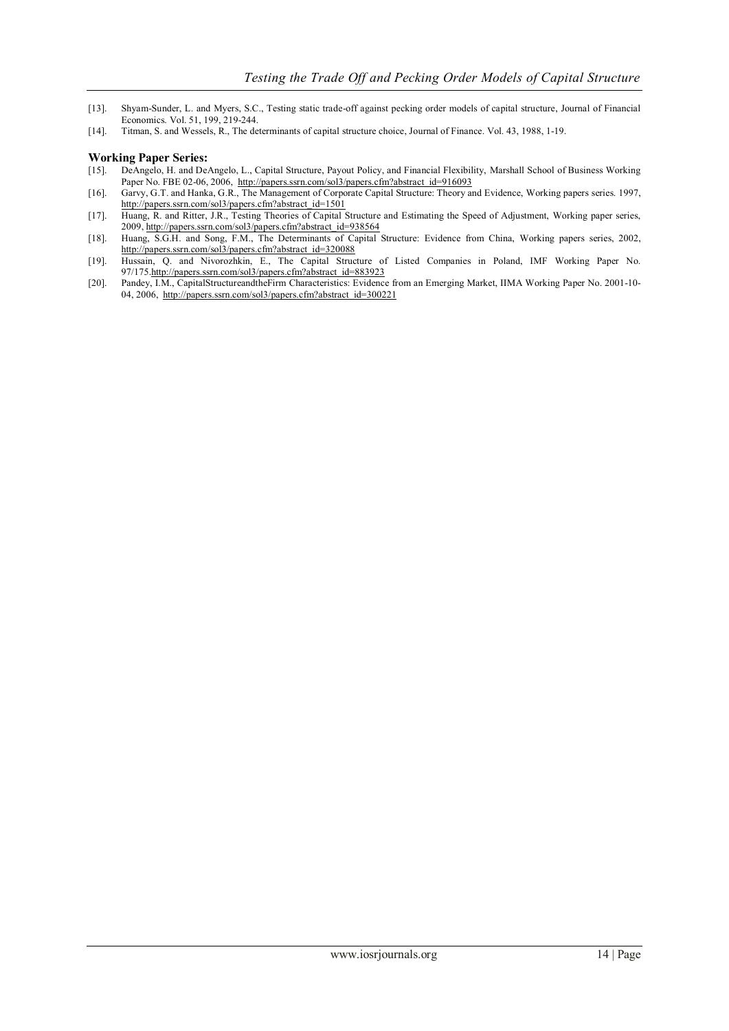[13]. Shyam-Sunder, L. and Myers, S.C., Testing static trade-off against pecking order models of capital structure, Journal of Financial Economics. Vol. 51, 199, 219-244.

[14]. Titman, S. and Wessels, R., The determinants of capital structure choice, Journal of Finance. Vol. 43, 1988, 1-19.

**Working Paper Series:**

[15]. DeAngelo, H. and DeAngelo, L., Capital Structure, Payout Policy, and Financial Flexibility, Marshall School of Business Working Paper No. FBE 02-06, 2006, http://papers.ssrn.com/sol3/papers.cfm?abstract_id=916093

[16]. Garvy, G.T. and Hanka, G.R., The Management of Corporate Capital Structure: Theory and Evidence, Working papers series. 1997, http://papers.ssrn.com/sol3/papers.cfm?abstract_id=1501

[17]. Huang, R. and Ritter, J.R., Testing Theories of Capital Structure and Estimating the Speed of Adjustment, Working paper series, 2009, http://papers.ssrn.com/sol3/papers.cfm?abstract_id=938564

[18]. Huang, S.G.H. and Song, F.M., The Determinants of Capital Structure: Evidence from China, Working papers series, 2002, http://papers.ssrn.com/sol3/papers.cfm?abstract_id=320088

[19]. Hussain, Q. and Nivorozhkin, E., The Capital Structure of Listed Companies in Poland, IMF Working Paper No. 97/175.http://papers.ssrn.com/sol3/papers.cfm?abstract_id=883923

[20]. Pandey, I.M., CapitalStructureandtheFirm Characteristics: Evidence from an Emerging Market, IIMA Working Paper No. 2001-10-04, 2006, http://papers.ssrn.com/sol3/papers.cfm?abstract_id=300221